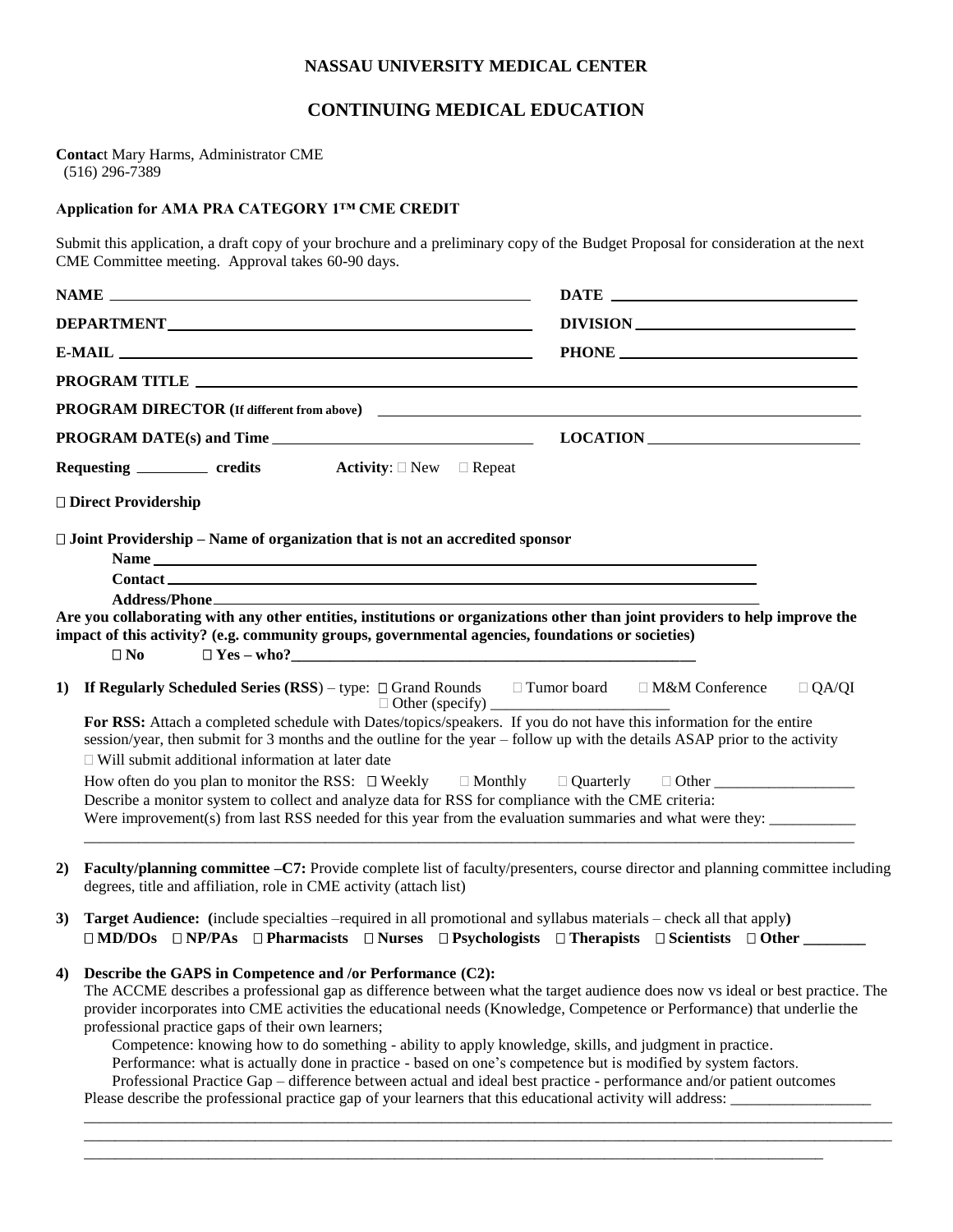**NASSAU UNIVERSITY MEDICAL CENTER**

# CONTINUING MEDICAL EDUCATION

**Contac**t Mary Harms, Administrator CME
(516) 296-7389

**Application for AMA PRA CATEGORY 1™ CME CREDIT**

Submit this application, a draft copy of your brochure and a preliminary copy of the Budget Proposal for consideration at the next CME Committee meeting. Approval takes 60-90 days.

**NAME** ______________________________ **DATE** ______________________

**DEPARTMENT** ______________________________ **DIVISION** ______________________

**E-MAIL** ______________________________ **PHONE** ______________________

**PROGRAM TITLE** ____________________________________________________________

**PROGRAM DIRECTOR (If different from above)** ________________________________________

**PROGRAM DATE(s) and Time** ______________________________ **LOCATION** ______________________

**Requesting** _________ **credits** **Activity**: □ New □ Repeat

□ **Direct Providership**

□ **Joint Providership – Name of organization that is not an accredited sponsor**

**Name** ____________________________________________________________

**Contact** ____________________________________________________________

**Address/Phone** ____________________________________________________________

**Are you collaborating with any other entities, institutions or organizations other than joint providers to help improve the impact of this activity? (e.g. community groups, governmental agencies, foundations or societies)**

□ **No** □ **Yes – who?**______________________________________________________

**1) If Regularly Scheduled Series (RSS)** – type: □ Grand Rounds □ Tumor board □ M&M Conference □ QA/QI □ Other (specify) _______________________

**For RSS:** Attach a completed schedule with Dates/topics/speakers. If you do not have this information for the entire session/year, then submit for 3 months and the outline for the year – follow up with the details ASAP prior to the activity

□ Will submit additional information at later date

How often do you plan to monitor the RSS: □ Weekly □ Monthly □ Quarterly □ Other _________________

Describe a monitor system to collect and analyze data for RSS for compliance with the CME criteria:

Were improvement(s) from last RSS needed for this year from the evaluation summaries and what were they: ___________

______________________________________________________________________________________________

**2) Faculty/planning committee –C7:** Provide complete list of faculty/presenters, course director and planning committee including degrees, title and affiliation, role in CME activity (attach list)

**3) Target Audience: (**include specialties –required in all promotional and syllabus materials – check all that apply**)**

□ **MD/DOs** □ **NP/PAs** □ **Pharmacists** □ **Nurses** □ **Psychologists** □ **Therapists** □ **Scientists** □ **Other ________**

**4) Describe the GAPS in Competence and /or Performance (C2):**

The ACCME describes a professional gap as difference between what the target audience does now vs ideal or best practice. The provider incorporates into CME activities the educational needs (Knowledge, Competence or Performance) that underlie the professional practice gaps of their own learners;

Competence: knowing how to do something - ability to apply knowledge, skills, and judgment in practice.

Performance: what is actually done in practice - based on one's competence but is modified by system factors.

Professional Practice Gap – difference between actual and ideal best practice - performance and/or patient outcomes

Please describe the professional practice gap of your learners that this educational activity will address: __________________

______________________________________________________________________________________________

______________________________________________________________________________________________

______________________________________________________________________________________________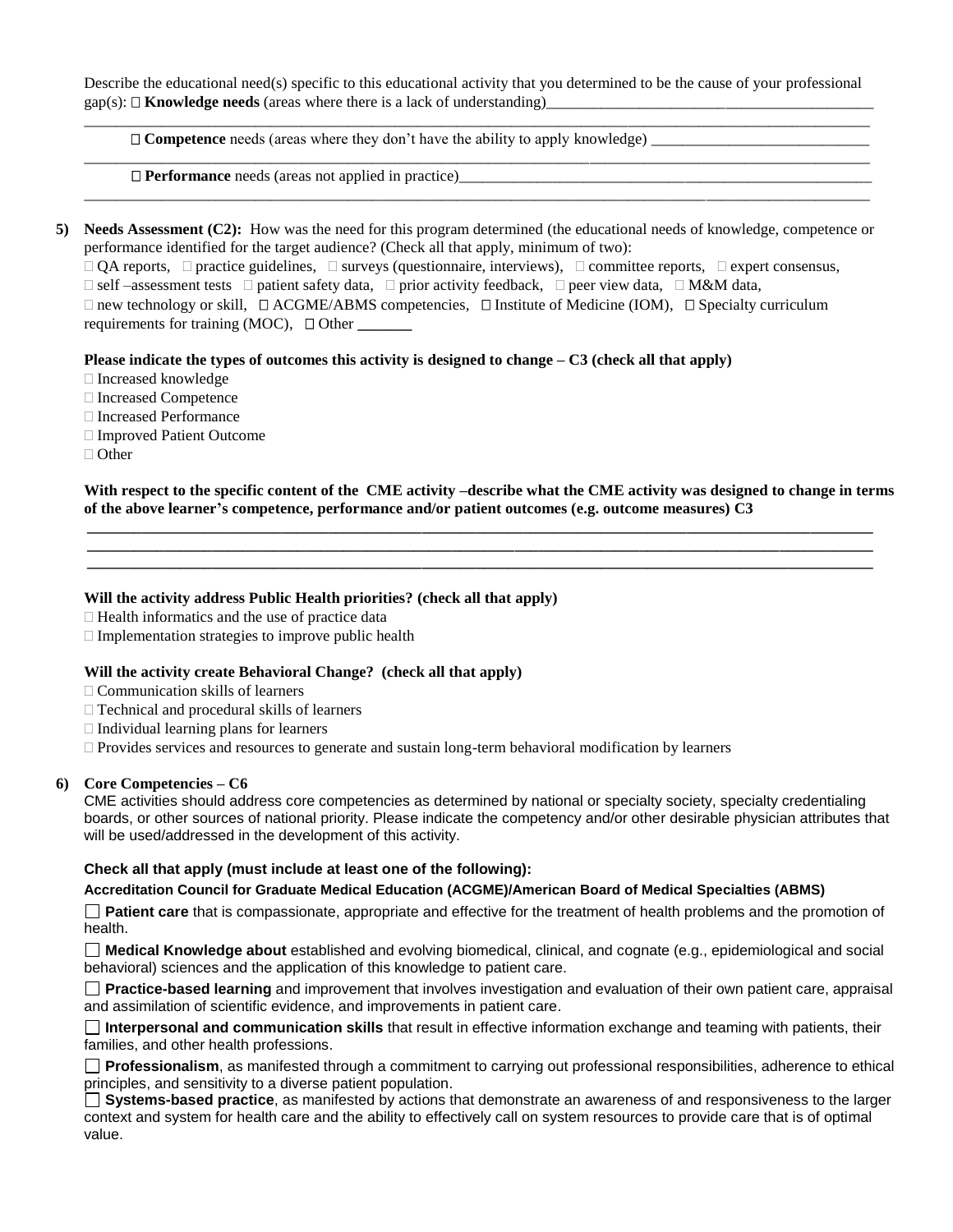Describe the educational need(s) specific to this educational activity that you determined to be the cause of your professional gap(s): ☐ **Knowledge needs** (areas where there is a lack of understanding)___________________________________________

_______________________________________________________________________________________________

☐ **Competence** needs (areas where they don't have the ability to apply knowledge) ____________________________

_______________________________________________________________________________________________

☐ **Performance** needs (areas not applied in practice)________________________________________________________

_______________________________________________________________________________________________

5) **Needs Assessment (C2):** How was the need for this program determined (the educational needs of knowledge, competence or performance identified for the target audience? (Check all that apply, minimum of two):
☐ QA reports, ☐ practice guidelines, ☐ surveys (questionnaire, interviews), ☐ committee reports, ☐ expert consensus, ☐ self –assessment tests ☐ patient safety data, ☐ prior activity feedback, ☐ peer view data, ☐ M&M data, ☐ new technology or skill, ☐ ACGME/ABMS competencies, ☐ Institute of Medicine (IOM), ☐ Specialty curriculum requirements for training (MOC), ☐ Other **_______**

**Please indicate the types of outcomes this activity is designed to change – C3 (check all that apply)**

☐ Increased knowledge
☐ Increased Competence
☐ Increased Performance
☐ Improved Patient Outcome
☐ Other

**With respect to the specific content of the CME activity –describe what the CME activity was designed to change in terms of the above learner's competence, performance and/or patient outcomes (e.g. outcome measures) C3**

**_______________________________________________________________________________________________**
**_______________________________________________________________________________________________**
**_______________________________________________________________________________________________**

**Will the activity address Public Health priorities? (check all that apply)**

☐ Health informatics and the use of practice data
☐ Implementation strategies to improve public health

**Will the activity create Behavioral Change? (check all that apply)**

☐ Communication skills of learners
☐ Technical and procedural skills of learners
☐ Individual learning plans for learners
☐ Provides services and resources to generate and sustain long-term behavioral modification by learners

6) **Core Competencies – C6**

CME activities should address core competencies as determined by national or specialty society, specialty credentialing boards, or other sources of national priority. Please indicate the competency and/or other desirable physician attributes that will be used/addressed in the development of this activity.

**Check all that apply (must include at least one of the following):**

**Accreditation Council for Graduate Medical Education (ACGME)/American Board of Medical Specialties (ABMS)**

☐ **Patient care** that is compassionate, appropriate and effective for the treatment of health problems and the promotion of health.

☐ **Medical Knowledge about** established and evolving biomedical, clinical, and cognate (e.g., epidemiological and social behavioral) sciences and the application of this knowledge to patient care.

☐ **Practice-based learning** and improvement that involves investigation and evaluation of their own patient care, appraisal and assimilation of scientific evidence, and improvements in patient care.

☐ **Interpersonal and communication skills** that result in effective information exchange and teaming with patients, their families, and other health professions.

☐ **Professionalism**, as manifested through a commitment to carrying out professional responsibilities, adherence to ethical principles, and sensitivity to a diverse patient population.

☐ **Systems-based practice**, as manifested by actions that demonstrate an awareness of and responsiveness to the larger context and system for health care and the ability to effectively call on system resources to provide care that is of optimal value.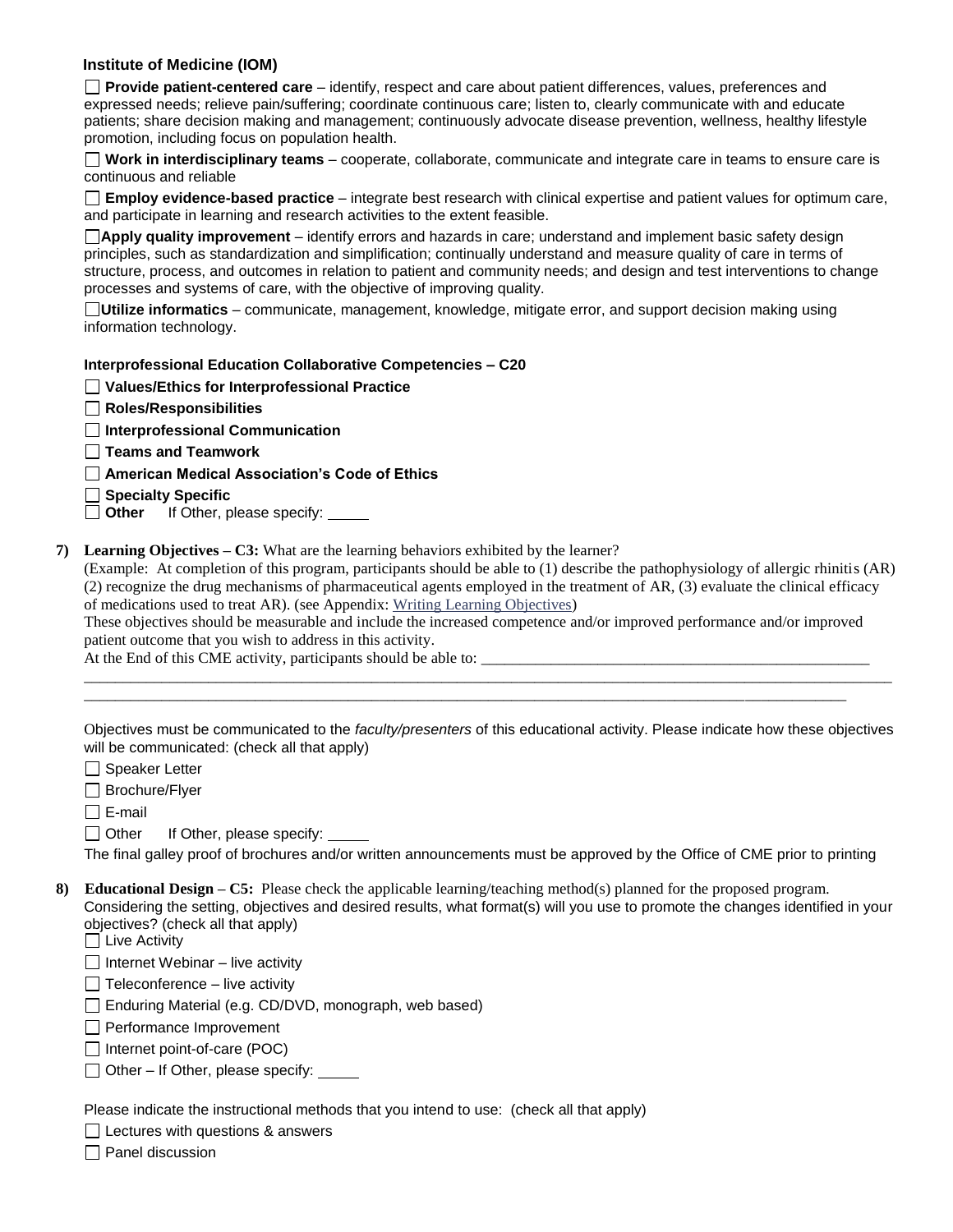**Institute of Medicine (IOM)**

☐ **Provide patient-centered care** – identify, respect and care about patient differences, values, preferences and expressed needs; relieve pain/suffering; coordinate continuous care; listen to, clearly communicate with and educate patients; share decision making and management; continuously advocate disease prevention, wellness, healthy lifestyle promotion, including focus on population health.

☐ **Work in interdisciplinary teams** – cooperate, collaborate, communicate and integrate care in teams to ensure care is continuous and reliable

☐ **Employ evidence-based practice** – integrate best research with clinical expertise and patient values for optimum care, and participate in learning and research activities to the extent feasible.

☐ **Apply quality improvement** – identify errors and hazards in care; understand and implement basic safety design principles, such as standardization and simplification; continually understand and measure quality of care in terms of structure, process, and outcomes in relation to patient and community needs; and design and test interventions to change processes and systems of care, with the objective of improving quality.

☐ **Utilize informatics** – communicate, management, knowledge, mitigate error, and support decision making using information technology.

**Interprofessional Education Collaborative Competencies – C20**

☐ **Values/Ethics for Interprofessional Practice**

☐ **Roles/Responsibilities**

☐ **Interprofessional Communication**

☐ **Teams and Teamwork**

☐ **American Medical Association's Code of Ethics**

☐ **Specialty Specific**

☐ **Other** If Other, please specify: _____

**7) Learning Objectives – C3:** What are the learning behaviors exhibited by the learner?

(Example: At completion of this program, participants should be able to (1) describe the pathophysiology of allergic rhinitis (AR) (2) recognize the drug mechanisms of pharmaceutical agents employed in the treatment of AR, (3) evaluate the clinical efficacy of medications used to treat AR). (see Appendix: Writing Learning Objectives)

These objectives should be measurable and include the increased competence and/or improved performance and/or improved patient outcome that you wish to address in this activity.

At the End of this CME activity, participants should be able to: ___________________________________________________
_____________________________________________________________________________________________________________
_____________________________________________________________________________________________________________

Objectives must be communicated to the *faculty/presenters* of this educational activity. Please indicate how these objectives will be communicated: (check all that apply)

☐ Speaker Letter

☐ Brochure/Flyer

☐ E-mail

☐ Other If Other, please specify: _____

The final galley proof of brochures and/or written announcements must be approved by the Office of CME prior to printing

**8) Educational Design – C5:** Please check the applicable learning/teaching method(s) planned for the proposed program. Considering the setting, objectives and desired results, what format(s) will you use to promote the changes identified in your objectives? (check all that apply)

☐ Live Activity

☐ Internet Webinar – live activity

☐ Teleconference – live activity

☐ Enduring Material (e.g. CD/DVD, monograph, web based)

☐ Performance Improvement

☐ Internet point-of-care (POC)

☐ Other – If Other, please specify: _____

Please indicate the instructional methods that you intend to use: (check all that apply)

☐ Lectures with questions & answers

☐ Panel discussion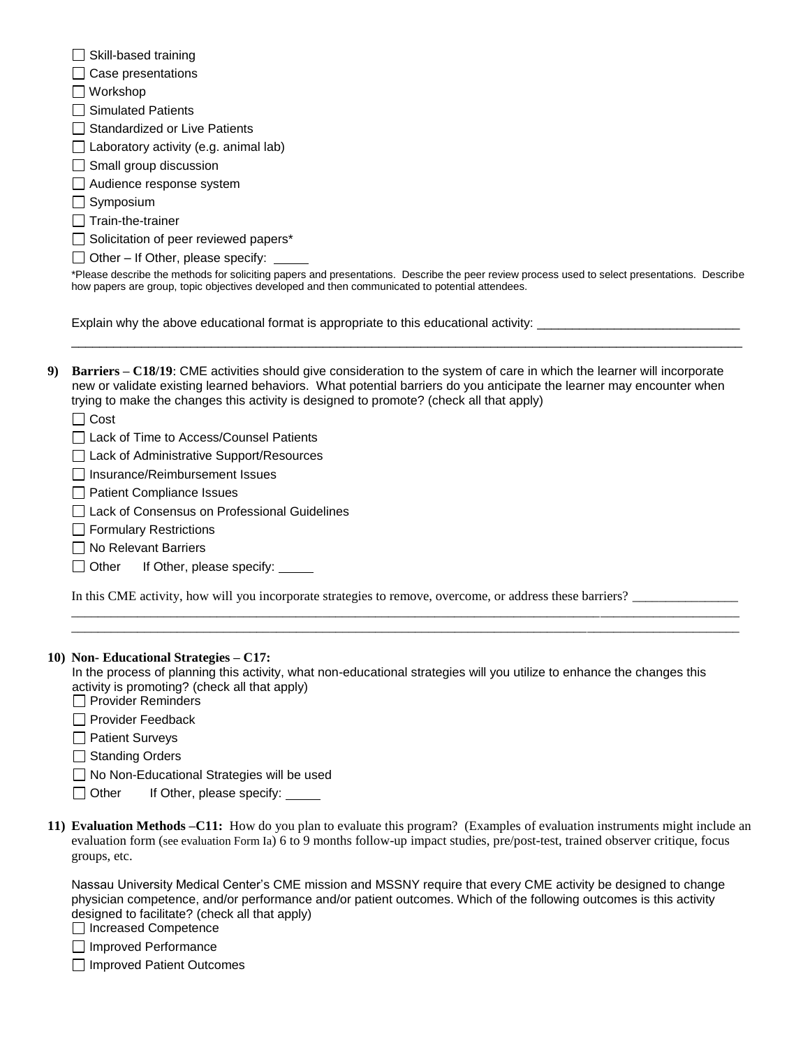- ☐ Skill-based training
- ☐ Case presentations
- ☐ Workshop
- ☐ Simulated Patients
- ☐ Standardized or Live Patients
- ☐ Laboratory activity (e.g. animal lab)
- ☐ Small group discussion
- ☐ Audience response system
- ☐ Symposium
- ☐ Train-the-trainer
- ☐ Solicitation of peer reviewed papers*
- ☐ Other – If Other, please specify: _____

*Please describe the methods for soliciting papers and presentations. Describe the peer review process used to select presentations. Describe how papers are group, topic objectives developed and then communicated to potential attendees.

Explain why the above educational format is appropriate to this educational activity: ____________________________
____________________________________________________________________________________________________

**9) Barriers – C18/19**: CME activities should give consideration to the system of care in which the learner will incorporate new or validate existing learned behaviors. What potential barriers do you anticipate the learner may encounter when trying to make the changes this activity is designed to promote? (check all that apply)

- ☐ Cost
- ☐ Lack of Time to Access/Counsel Patients
- ☐ Lack of Administrative Support/Resources
- ☐ Insurance/Reimbursement Issues
- ☐ Patient Compliance Issues
- ☐ Lack of Consensus on Professional Guidelines
- ☐ Formulary Restrictions
- ☐ No Relevant Barriers
- ☐ Other  If Other, please specify: _____

In this CME activity, how will you incorporate strategies to remove, overcome, or address these barriers? _______________
____________________________________________________________________________________________________
____________________________________________________________________________________________________

**10) Non- Educational Strategies – C17:**

In the process of planning this activity, what non-educational strategies will you utilize to enhance the changes this activity is promoting? (check all that apply)

- ☐ Provider Reminders
- ☐ Provider Feedback
- ☐ Patient Surveys
- ☐ Standing Orders
- ☐ No Non-Educational Strategies will be used
- ☐ Other  If Other, please specify: _____

**11) Evaluation Methods –C11:** How do you plan to evaluate this program? (Examples of evaluation instruments might include an evaluation form (see evaluation Form Ia) 6 to 9 months follow-up impact studies, pre/post-test, trained observer critique, focus groups, etc.

Nassau University Medical Center's CME mission and MSSNY require that every CME activity be designed to change physician competence, and/or performance and/or patient outcomes. Which of the following outcomes is this activity designed to facilitate? (check all that apply)

- ☐ Increased Competence
- ☐ Improved Performance
- ☐ Improved Patient Outcomes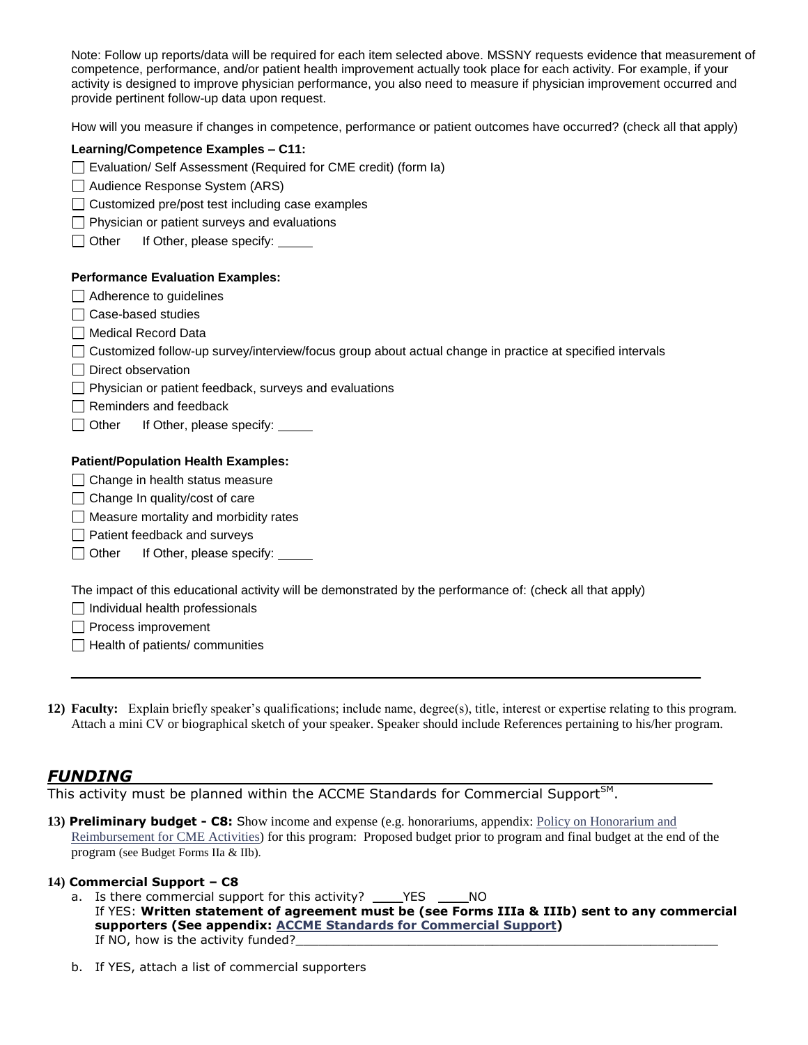Note: Follow up reports/data will be required for each item selected above. MSSNY requests evidence that measurement of competence, performance, and/or patient health improvement actually took place for each activity. For example, if your activity is designed to improve physician performance, you also need to measure if physician improvement occurred and provide pertinent follow-up data upon request.

How will you measure if changes in competence, performance or patient outcomes have occurred? (check all that apply)

**Learning/Competence Examples – C11:**

- ☐ Evaluation/ Self Assessment (Required for CME credit) (form Ia)
- ☐ Audience Response System (ARS)
- ☐ Customized pre/post test including case examples
- ☐ Physician or patient surveys and evaluations
- ☐ Other If Other, please specify: _____

**Performance Evaluation Examples:**

- ☐ Adherence to guidelines
- ☐ Case-based studies
- ☐ Medical Record Data
- ☐ Customized follow-up survey/interview/focus group about actual change in practice at specified intervals
- ☐ Direct observation
- ☐ Physician or patient feedback, surveys and evaluations
- ☐ Reminders and feedback
- ☐ Other If Other, please specify: _____

**Patient/Population Health Examples:**

- ☐ Change in health status measure
- ☐ Change In quality/cost of care
- ☐ Measure mortality and morbidity rates
- ☐ Patient feedback and surveys
- ☐ Other If Other, please specify: _____

The impact of this educational activity will be demonstrated by the performance of: (check all that apply)

- ☐ Individual health professionals
- ☐ Process improvement
- ☐ Health of patients/ communities

---

**12) Faculty:** Explain briefly speaker's qualifications; include name, degree(s), title, interest or expertise relating to this program. Attach a mini CV or biographical sketch of your speaker. Speaker should include References pertaining to his/her program.

## *FUNDING*

This activity must be planned within the ACCME Standards for Commercial Support℠.

**13) Preliminary budget - C8:** Show income and expense (e.g. honorariums, appendix: Policy on Honorarium and Reimbursement for CME Activities) for this program: Proposed budget prior to program and final budget at the end of the program (see Budget Forms IIa & IIb).

**14) Commercial Support – C8**

a. Is there commercial support for this activity? ____YES ____NO
If YES: **Written statement of agreement must be (see Forms IIIa & IIIb) sent to any commercial supporters (See appendix: ACCME Standards for Commercial Support)**
If NO, how is the activity funded?_______________________________________________________

b. If YES, attach a list of commercial supporters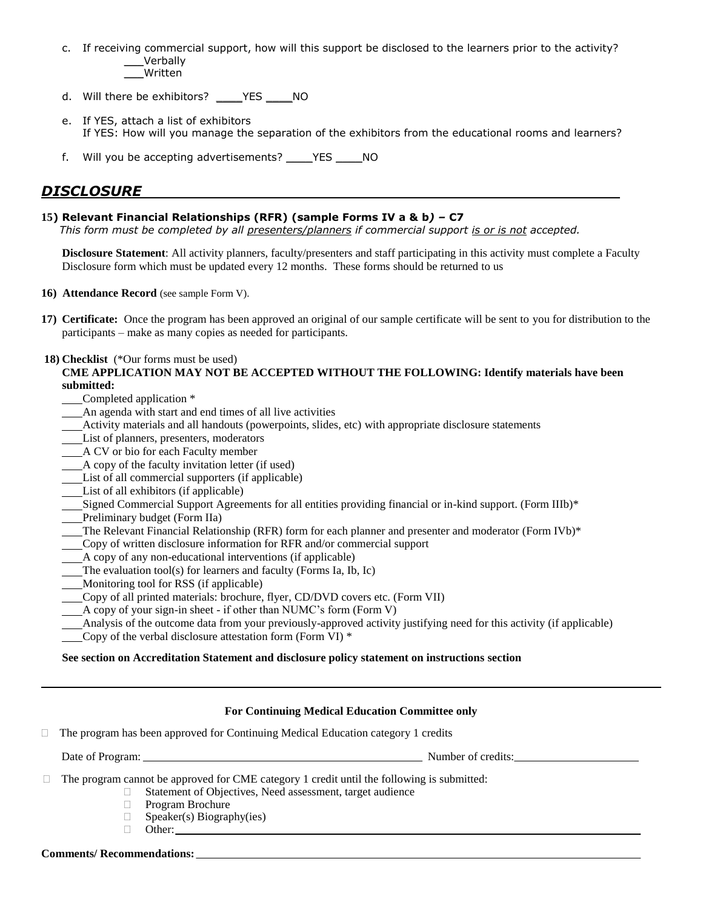c. If receiving commercial support, how will this support be disclosed to the learners prior to the activity?
   ___Verbally
   ___Written

d. Will there be exhibitors? ____YES ____NO

e. If YES, attach a list of exhibitors
   If YES: How will you manage the separation of the exhibitors from the educational rooms and learners?

f. Will you be accepting advertisements? ____YES ____NO

## *DISCLOSURE*

**15) Relevant Financial Relationships (RFR) (sample Forms IV a & b) – C7**
*This form must be completed by all presenters/planners if commercial support is or is not accepted.*

**Disclosure Statement**: All activity planners, faculty/presenters and staff participating in this activity must complete a Faculty Disclosure form which must be updated every 12 months. These forms should be returned to us

**16) Attendance Record** (see sample Form V).

**17) Certificate:** Once the program has been approved an original of our sample certificate will be sent to you for distribution to the participants – make as many copies as needed for participants.

**18) Checklist** (*Our forms must be used)
**CME APPLICATION MAY NOT BE ACCEPTED WITHOUT THE FOLLOWING: Identify materials have been submitted:**

___Completed application *
___An agenda with start and end times of all live activities
___Activity materials and all handouts (powerpoints, slides, etc) with appropriate disclosure statements
___List of planners, presenters, moderators
___A CV or bio for each Faculty member
___A copy of the faculty invitation letter (if used)
___List of all commercial supporters (if applicable)
___List of all exhibitors (if applicable)
___Signed Commercial Support Agreements for all entities providing financial or in-kind support. (Form IIIb)*
___Preliminary budget (Form IIa)
___The Relevant Financial Relationship (RFR) form for each planner and presenter and moderator (Form IVb)*
___Copy of written disclosure information for RFR and/or commercial support
___A copy of any non-educational interventions (if applicable)
___The evaluation tool(s) for learners and faculty (Forms Ia, Ib, Ic)
___Monitoring tool for RSS (if applicable)
___Copy of all printed materials: brochure, flyer, CD/DVD covers etc. (Form VII)
___A copy of your sign-in sheet - if other than NUMC's form (Form V)
___Analysis of the outcome data from your previously-approved activity justifying need for this activity (if applicable)
___Copy of the verbal disclosure attestation form (Form VI) *

**See section on Accreditation Statement and disclosure policy statement on instructions section**

---

**For Continuing Medical Education Committee only**

☐ The program has been approved for Continuing Medical Education category 1 credits

Date of Program: ______________________________ Number of credits: ____________________

☐ The program cannot be approved for CME category 1 credit until the following is submitted:
- ☐ Statement of Objectives, Need assessment, target audience
- ☐ Program Brochure
- ☐ Speaker(s) Biography(ies)
- ☐ Other: ______________________________

**Comments/ Recommendations:** ______________________________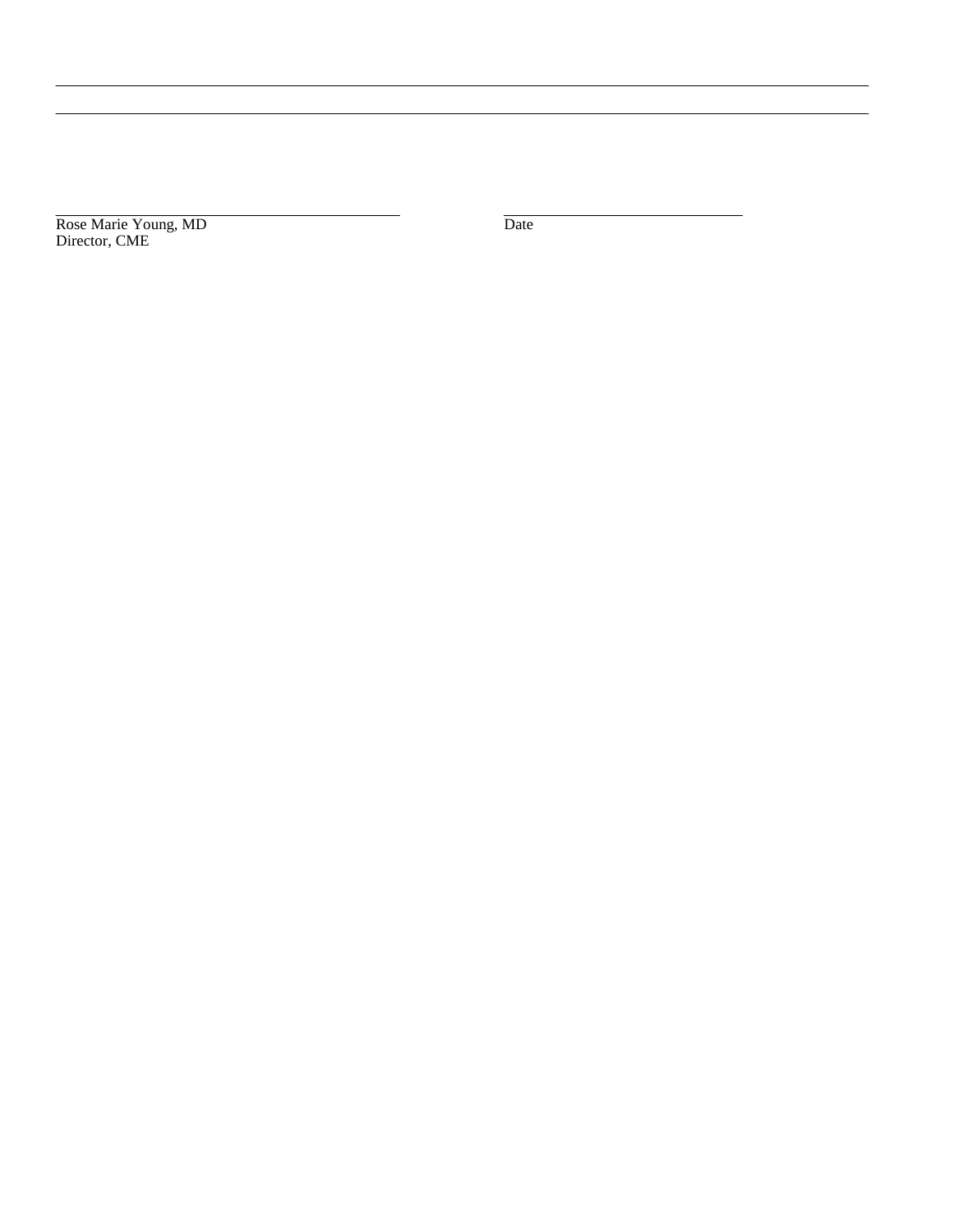______________________________________________

______________________________________________

______________________________ ______________________________
Rose Marie Young, MD Date
Director, CME